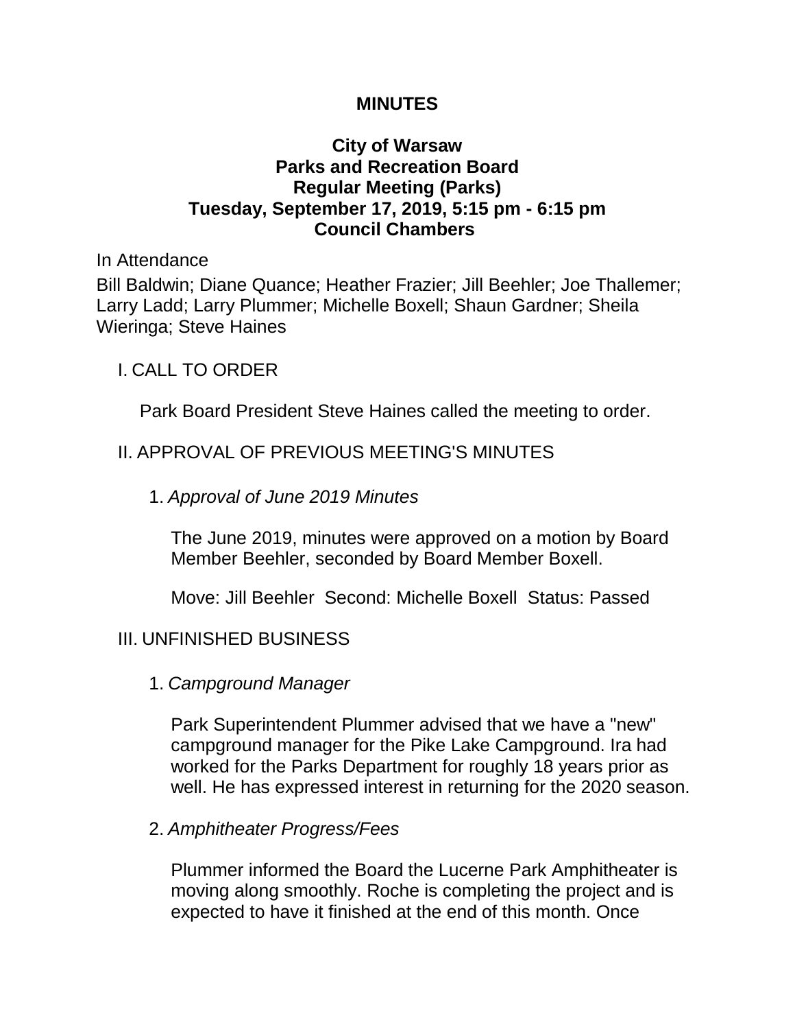# MINUTES

## City of Warsaw
## Parks and Recreation Board
## Regular Meeting (Parks)
## Tuesday, September 17, 2019, 5:15 pm - 6:15 pm
## Council Chambers

In Attendance

Bill Baldwin; Diane Quance; Heather Frazier; Jill Beehler; Joe Thallemer; Larry Ladd; Larry Plummer; Michelle Boxell; Shaun Gardner; Sheila Wieringa; Steve Haines

I. CALL TO ORDER

Park Board President Steve Haines called the meeting to order.

II. APPROVAL OF PREVIOUS MEETING'S MINUTES

1. *Approval of June 2019 Minutes*

The June 2019, minutes were approved on a motion by Board Member Beehler, seconded by Board Member Boxell.

Move: Jill Beehler Second: Michelle Boxell Status: Passed

III. UNFINISHED BUSINESS

1. *Campground Manager*

Park Superintendent Plummer advised that we have a "new" campground manager for the Pike Lake Campground. Ira had worked for the Parks Department for roughly 18 years prior as well. He has expressed interest in returning for the 2020 season.

2. *Amphitheater Progress/Fees*

Plummer informed the Board the Lucerne Park Amphitheater is moving along smoothly. Roche is completing the project and is expected to have it finished at the end of this month. Once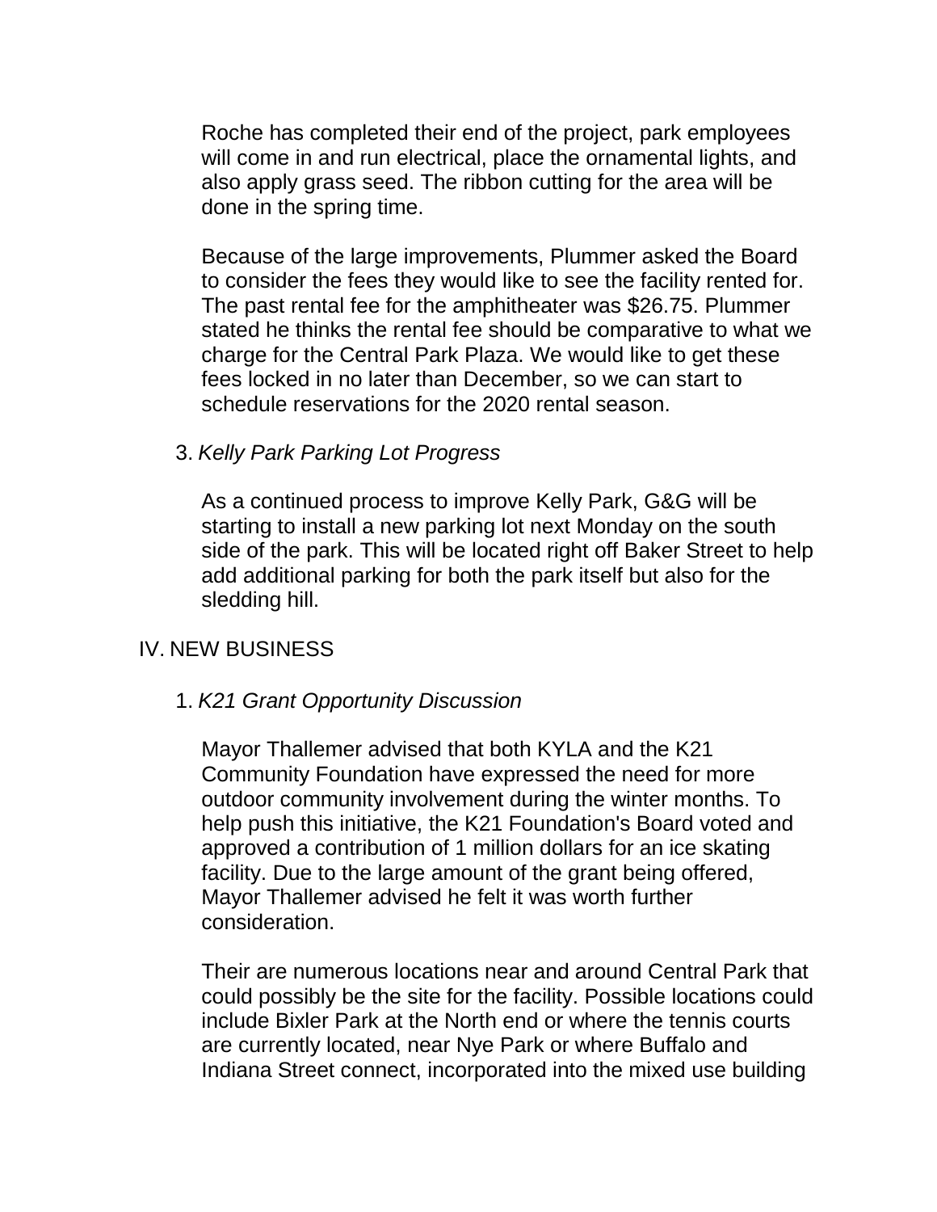Roche has completed their end of the project, park employees will come in and run electrical, place the ornamental lights, and also apply grass seed. The ribbon cutting for the area will be done in the spring time.

Because of the large improvements, Plummer asked the Board to consider the fees they would like to see the facility rented for. The past rental fee for the amphitheater was $26.75. Plummer stated he thinks the rental fee should be comparative to what we charge for the Central Park Plaza. We would like to get these fees locked in no later than December, so we can start to schedule reservations for the 2020 rental season.

3. *Kelly Park Parking Lot Progress*

As a continued process to improve Kelly Park, G&G will be starting to install a new parking lot next Monday on the south side of the park. This will be located right off Baker Street to help add additional parking for both the park itself but also for the sledding hill.

IV. NEW BUSINESS

1. *K21 Grant Opportunity Discussion*

Mayor Thallemer advised that both KYLA and the K21 Community Foundation have expressed the need for more outdoor community involvement during the winter months. To help push this initiative, the K21 Foundation's Board voted and approved a contribution of 1 million dollars for an ice skating facility. Due to the large amount of the grant being offered, Mayor Thallemer advised he felt it was worth further consideration.

Their are numerous locations near and around Central Park that could possibly be the site for the facility. Possible locations could include Bixler Park at the North end or where the tennis courts are currently located, near Nye Park or where Buffalo and Indiana Street connect, incorporated into the mixed use building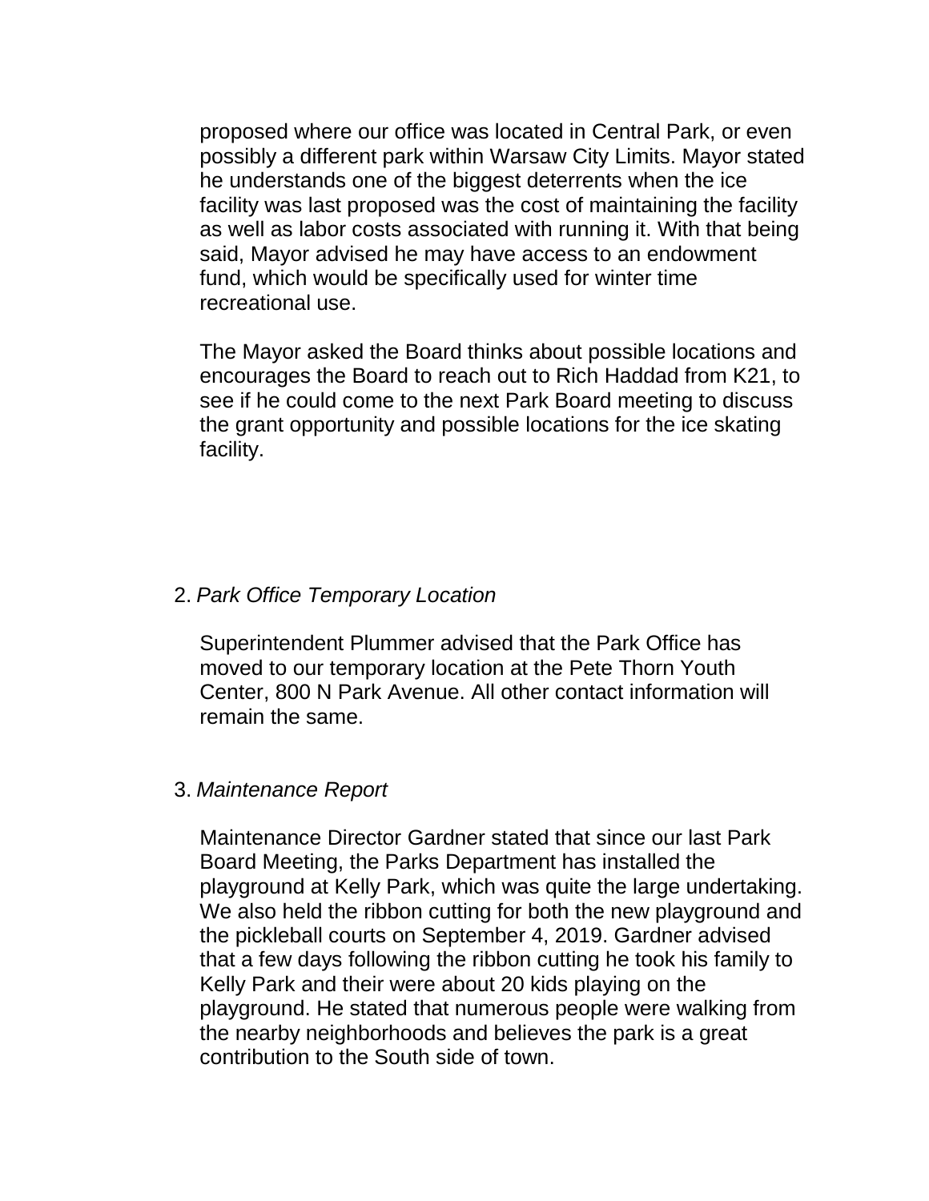proposed where our office was located in Central Park, or even possibly a different park within Warsaw City Limits. Mayor stated he understands one of the biggest deterrents when the ice facility was last proposed was the cost of maintaining the facility as well as labor costs associated with running it. With that being said, Mayor advised he may have access to an endowment fund, which would be specifically used for winter time recreational use.

The Mayor asked the Board thinks about possible locations and encourages the Board to reach out to Rich Haddad from K21, to see if he could come to the next Park Board meeting to discuss the grant opportunity and possible locations for the ice skating facility.

2. *Park Office Temporary Location*

Superintendent Plummer advised that the Park Office has moved to our temporary location at the Pete Thorn Youth Center, 800 N Park Avenue. All other contact information will remain the same.

3. *Maintenance Report*

Maintenance Director Gardner stated that since our last Park Board Meeting, the Parks Department has installed the playground at Kelly Park, which was quite the large undertaking. We also held the ribbon cutting for both the new playground and the pickleball courts on September 4, 2019. Gardner advised that a few days following the ribbon cutting he took his family to Kelly Park and their were about 20 kids playing on the playground. He stated that numerous people were walking from the nearby neighborhoods and believes the park is a great contribution to the South side of town.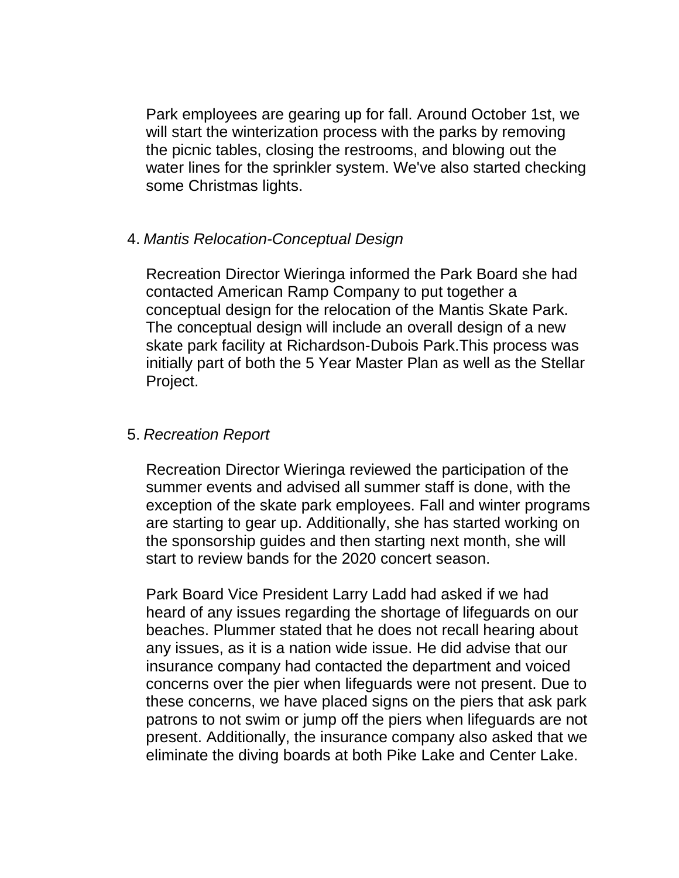Park employees are gearing up for fall. Around October 1st, we will start the winterization process with the parks by removing the picnic tables, closing the restrooms, and blowing out the water lines for the sprinkler system. We've also started checking some Christmas lights.

4. *Mantis Relocation-Conceptual Design*

Recreation Director Wieringa informed the Park Board she had contacted American Ramp Company to put together a conceptual design for the relocation of the Mantis Skate Park. The conceptual design will include an overall design of a new skate park facility at Richardson-Dubois Park.This process was initially part of both the 5 Year Master Plan as well as the Stellar Project.

5. *Recreation Report*

Recreation Director Wieringa reviewed the participation of the summer events and advised all summer staff is done, with the exception of the skate park employees. Fall and winter programs are starting to gear up. Additionally, she has started working on the sponsorship guides and then starting next month, she will start to review bands for the 2020 concert season.

Park Board Vice President Larry Ladd had asked if we had heard of any issues regarding the shortage of lifeguards on our beaches. Plummer stated that he does not recall hearing about any issues, as it is a nation wide issue. He did advise that our insurance company had contacted the department and voiced concerns over the pier when lifeguards were not present. Due to these concerns, we have placed signs on the piers that ask park patrons to not swim or jump off the piers when lifeguards are not present. Additionally, the insurance company also asked that we eliminate the diving boards at both Pike Lake and Center Lake.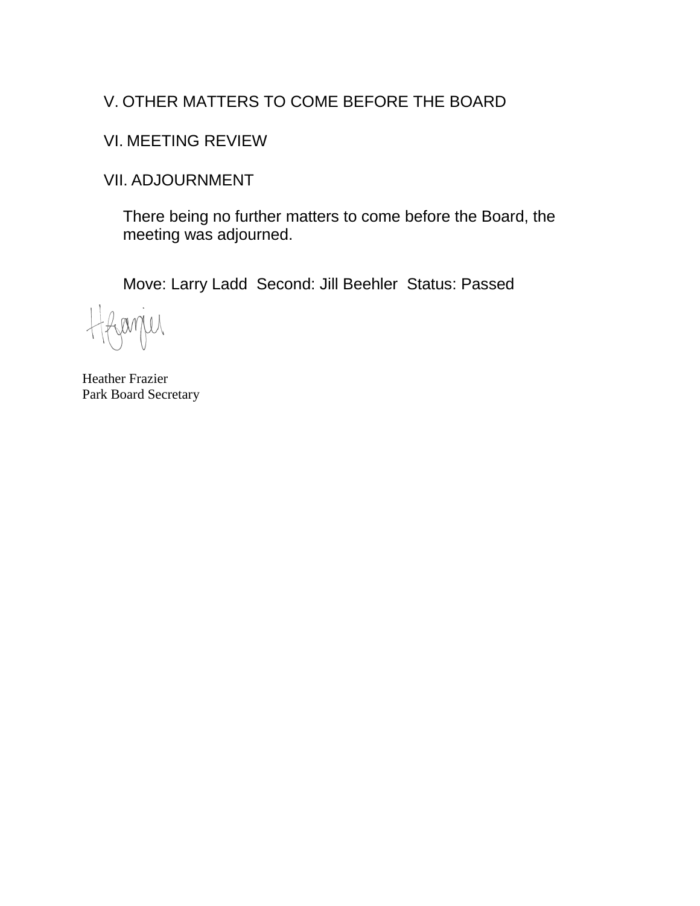## V. OTHER MATTERS TO COME BEFORE THE BOARD

## VI. MEETING REVIEW

## VII. ADJOURNMENT

There being no further matters to come before the Board, the meeting was adjourned.

Move: Larry Ladd Second: Jill Beehler Status: Passed

Heather Frazier
Park Board Secretary